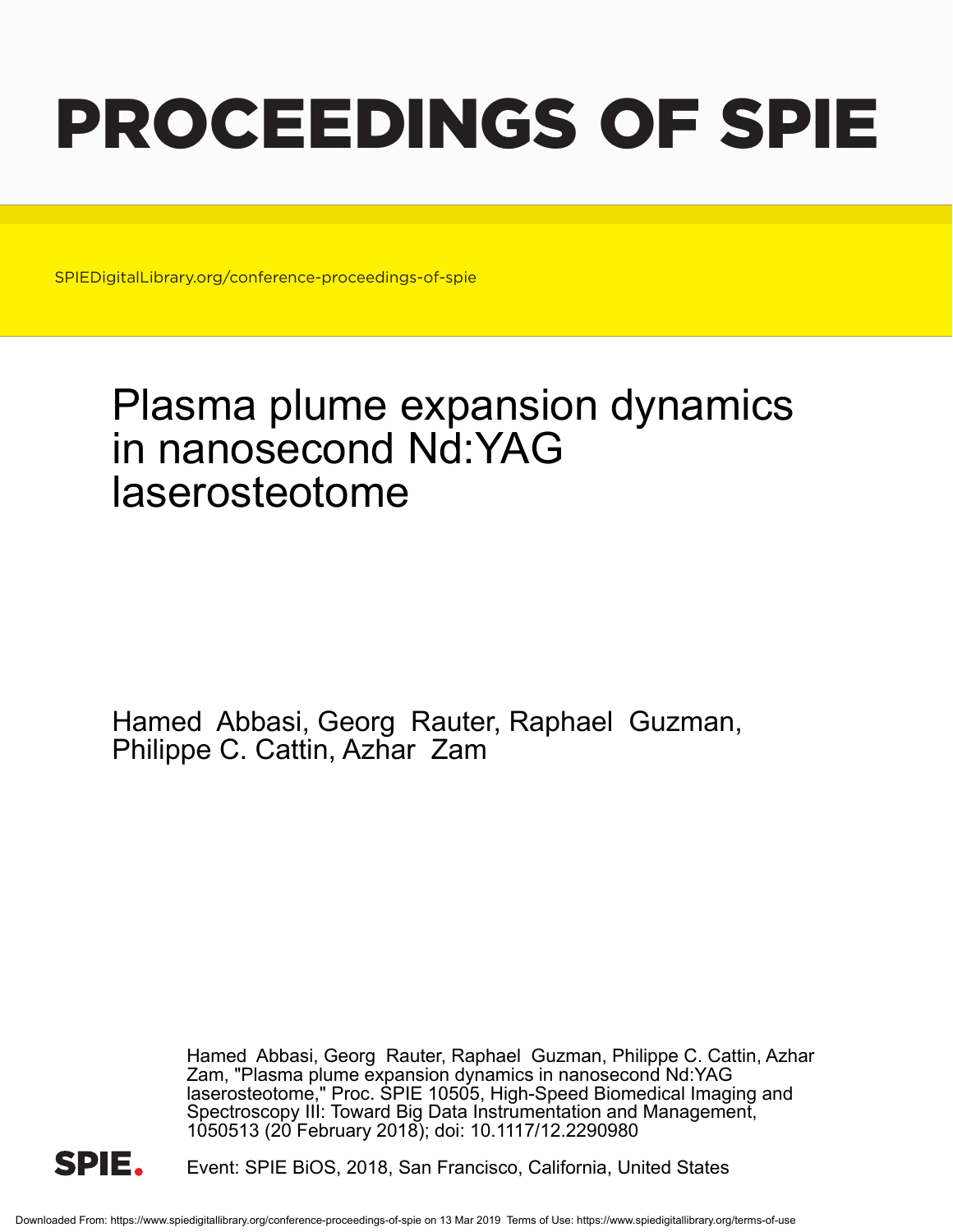# PROCEEDINGS OF SPIE

SPIEDigitalLibrary.org/conference-proceedings-of-spie

## Plasma plume expansion dynamics in nanosecond Nd:YAG laserosteotome

Hamed Abbasi, Georg Rauter, Raphael Guzman, Philippe C. Cattin, Azhar Zam

Hamed Abbasi, Georg Rauter, Raphael Guzman, Philippe C. Cattin, Azhar Zam, "Plasma plume expansion dynamics in nanosecond Nd:YAG laserosteotome," Proc. SPIE 10505, High-Speed Biomedical Imaging and Spectroscopy III: Toward Big Data Instrumentation and Management, 1050513 (20 February 2018); doi: 10.1117/12.2290980

Event: SPIE BiOS, 2018, San Francisco, California, United States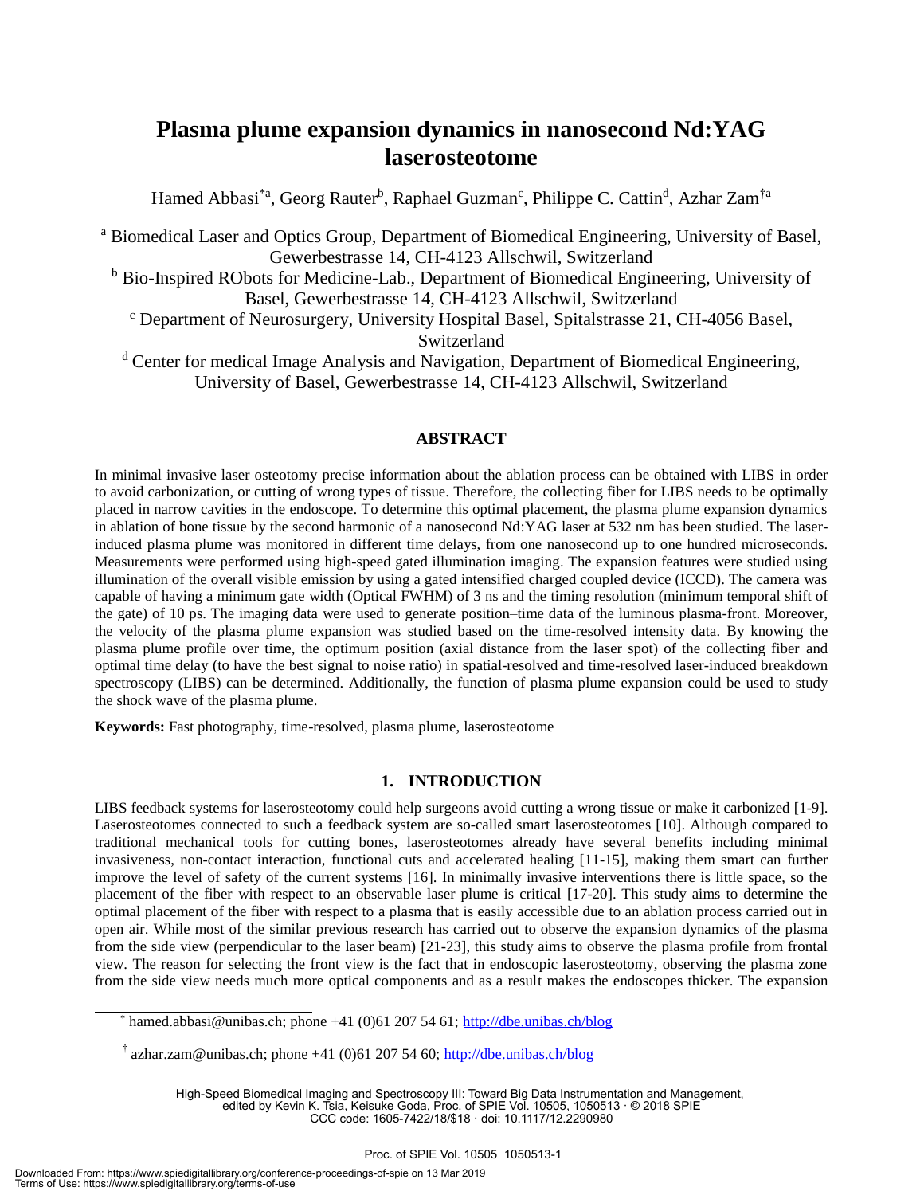# Plasma plume expansion dynamics in nanosecond Nd:YAG laserosteotome

Hamed Abbasi[*a], Georg Rauter[b], Raphael Guzman[c], Philippe C. Cattin[d], Azhar Zam[†a]

[a] Biomedical Laser and Optics Group, Department of Biomedical Engineering, University of Basel, Gewerbestrasse 14, CH-4123 Allschwil, Switzerland

[b] Bio-Inspired RObots for Medicine-Lab., Department of Biomedical Engineering, University of Basel, Gewerbestrasse 14, CH-4123 Allschwil, Switzerland

[c] Department of Neurosurgery, University Hospital Basel, Spitalstrasse 21, CH-4056 Basel, Switzerland

[d] Center for medical Image Analysis and Navigation, Department of Biomedical Engineering, University of Basel, Gewerbestrasse 14, CH-4123 Allschwil, Switzerland

## ABSTRACT

In minimal invasive laser osteotomy precise information about the ablation process can be obtained with LIBS in order to avoid carbonization, or cutting of wrong types of tissue. Therefore, the collecting fiber for LIBS needs to be optimally placed in narrow cavities in the endoscope. To determine this optimal placement, the plasma plume expansion dynamics in ablation of bone tissue by the second harmonic of a nanosecond Nd:YAG laser at 532 nm has been studied. The laser-induced plasma plume was monitored in different time delays, from one nanosecond up to one hundred microseconds. Measurements were performed using high-speed gated illumination imaging. The expansion features were studied using illumination of the overall visible emission by using a gated intensified charged coupled device (ICCD). The camera was capable of having a minimum gate width (Optical FWHM) of 3 ns and the timing resolution (minimum temporal shift of the gate) of 10 ps. The imaging data were used to generate position–time data of the luminous plasma-front. Moreover, the velocity of the plasma plume expansion was studied based on the time-resolved intensity data. By knowing the plasma plume profile over time, the optimum position (axial distance from the laser spot) of the collecting fiber and optimal time delay (to have the best signal to noise ratio) in spatial-resolved and time-resolved laser-induced breakdown spectroscopy (LIBS) can be determined. Additionally, the function of plasma plume expansion could be used to study the shock wave of the plasma plume.

**Keywords:** Fast photography, time-resolved, plasma plume, laserosteotome

## 1. INTRODUCTION

LIBS feedback systems for laserosteotomy could help surgeons avoid cutting a wrong tissue or make it carbonized [1-9]. Laserosteotomes connected to such a feedback system are so-called smart laserosteotomes [10]. Although compared to traditional mechanical tools for cutting bones, laserosteotomes already have several benefits including minimal invasiveness, non-contact interaction, functional cuts and accelerated healing [11-15], making them smart can further improve the level of safety of the current systems [16]. In minimally invasive interventions there is little space, so the placement of the fiber with respect to an observable laser plume is critical [17-20]. This study aims to determine the optimal placement of the fiber with respect to a plasma that is easily accessible due to an ablation process carried out in open air. While most of the similar previous research has carried out to observe the expansion dynamics of the plasma from the side view (perpendicular to the laser beam) [21-23], this study aims to observe the plasma profile from frontal view. The reason for selecting the front view is the fact that in endoscopic laserosteotomy, observing the plasma zone from the side view needs much more optical components and as a result makes the endoscopes thicker. The expansion

[*] hamed.abbasi@unibas.ch; phone +41 (0)61 207 54 61; http://dbe.unibas.ch/blog

[†] azhar.zam@unibas.ch; phone +41 (0)61 207 54 60; http://dbe.unibas.ch/blog

High-Speed Biomedical Imaging and Spectroscopy III: Toward Big Data Instrumentation and Management, edited by Kevin K. Tsia, Keisuke Goda, Proc. of SPIE Vol. 10505, 1050513 · © 2018 SPIE CCC code: 1605-7422/18/$18 · doi: 10.1117/12.2290980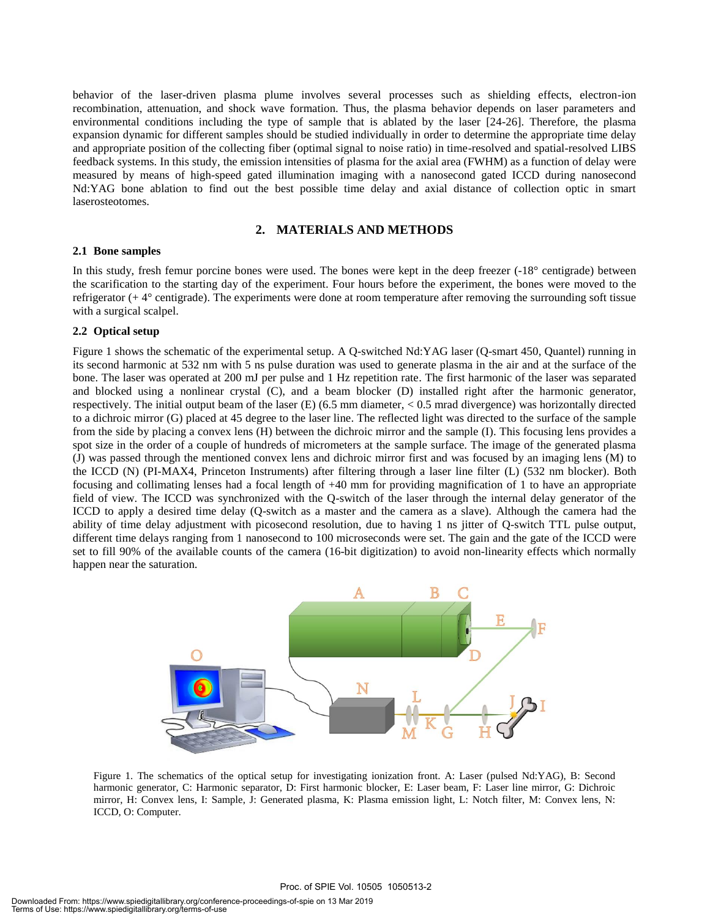behavior of the laser-driven plasma plume involves several processes such as shielding effects, electron-ion recombination, attenuation, and shock wave formation. Thus, the plasma behavior depends on laser parameters and environmental conditions including the type of sample that is ablated by the laser [24-26]. Therefore, the plasma expansion dynamic for different samples should be studied individually in order to determine the appropriate time delay and appropriate position of the collecting fiber (optimal signal to noise ratio) in time-resolved and spatial-resolved LIBS feedback systems. In this study, the emission intensities of plasma for the axial area (FWHM) as a function of delay were measured by means of high-speed gated illumination imaging with a nanosecond gated ICCD during nanosecond Nd:YAG bone ablation to find out the best possible time delay and axial distance of collection optic in smart laserosteotomes.

## 2. MATERIALS AND METHODS

### 2.1 Bone samples

In this study, fresh femur porcine bones were used. The bones were kept in the deep freezer (-18° centigrade) between the scarification to the starting day of the experiment. Four hours before the experiment, the bones were moved to the refrigerator (+ 4° centigrade). The experiments were done at room temperature after removing the surrounding soft tissue with a surgical scalpel.

### 2.2 Optical setup

Figure 1 shows the schematic of the experimental setup. A Q-switched Nd:YAG laser (Q-smart 450, Quantel) running in its second harmonic at 532 nm with 5 ns pulse duration was used to generate plasma in the air and at the surface of the bone. The laser was operated at 200 mJ per pulse and 1 Hz repetition rate. The first harmonic of the laser was separated and blocked using a nonlinear crystal (C), and a beam blocker (D) installed right after the harmonic generator, respectively. The initial output beam of the laser (E) (6.5 mm diameter, < 0.5 mrad divergence) was horizontally directed to a dichroic mirror (G) placed at 45 degree to the laser line. The reflected light was directed to the surface of the sample from the side by placing a convex lens (H) between the dichroic mirror and the sample (I). This focusing lens provides a spot size in the order of a couple of hundreds of micrometers at the sample surface. The image of the generated plasma (J) was passed through the mentioned convex lens and dichroic mirror first and was focused by an imaging lens (M) to the ICCD (N) (PI-MAX4, Princeton Instruments) after filtering through a laser line filter (L) (532 nm blocker). Both focusing and collimating lenses had a focal length of +40 mm for providing magnification of 1 to have an appropriate field of view. The ICCD was synchronized with the Q-switch of the laser through the internal delay generator of the ICCD to apply a desired time delay (Q-switch as a master and the camera as a slave). Although the camera had the ability of time delay adjustment with picosecond resolution, due to having 1 ns jitter of Q-switch TTL pulse output, different time delays ranging from 1 nanosecond to 100 microseconds were set. The gain and the gate of the ICCD were set to fill 90% of the available counts of the camera (16-bit digitization) to avoid non-linearity effects which normally happen near the saturation.

Figure 1. The schematics of the optical setup for investigating ionization front. A: Laser (pulsed Nd:YAG), B: Second harmonic generator, C: Harmonic separator, D: First harmonic blocker, E: Laser beam, F: Laser line mirror, G: Dichroic mirror, H: Convex lens, I: Sample, J: Generated plasma, K: Plasma emission light, L: Notch filter, M: Convex lens, N: ICCD, O: Computer.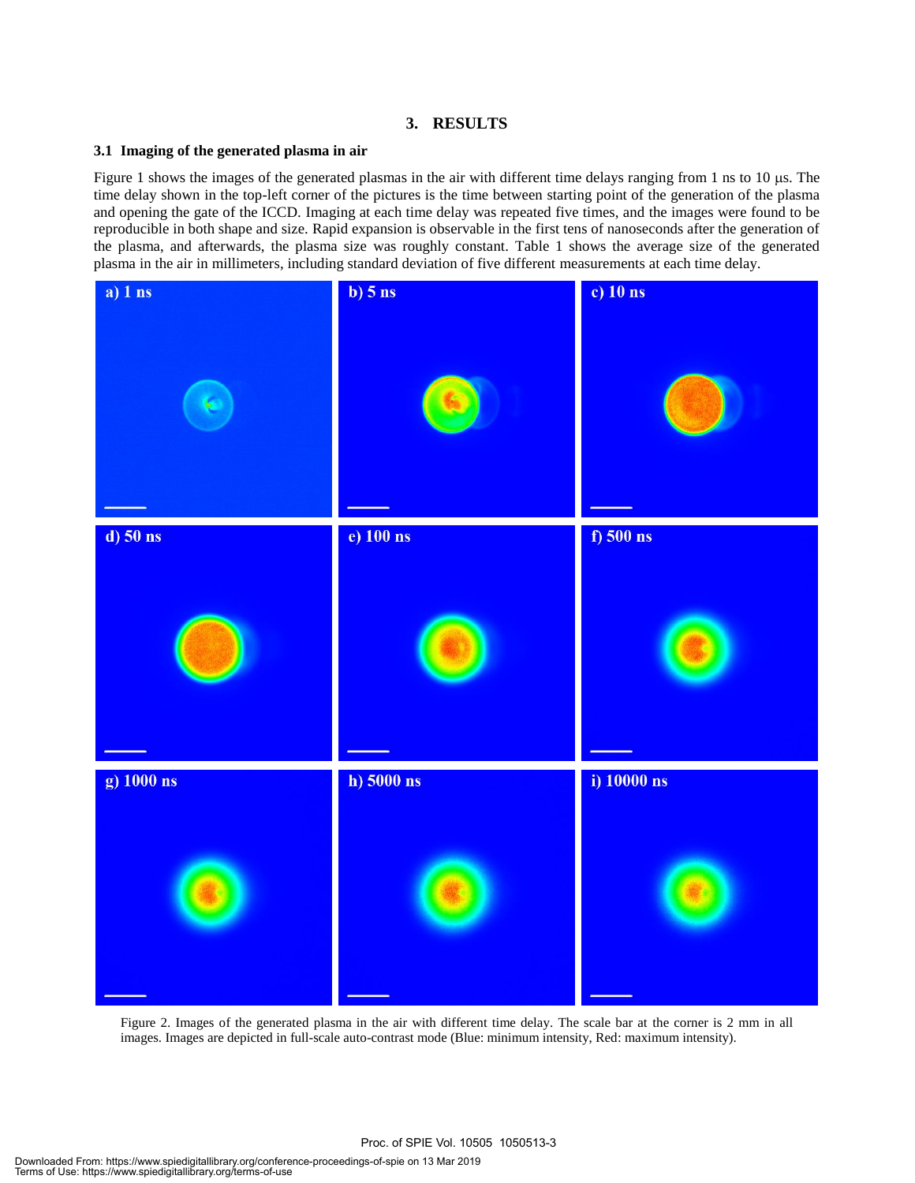## 3. RESULTS

### 3.1 Imaging of the generated plasma in air

Figure 1 shows the images of the generated plasmas in the air with different time delays ranging from 1 ns to 10 μs. The time delay shown in the top-left corner of the pictures is the time between starting point of the generation of the plasma and opening the gate of the ICCD. Imaging at each time delay was repeated five times, and the images were found to be reproducible in both shape and size. Rapid expansion is observable in the first tens of nanoseconds after the generation of the plasma, and afterwards, the plasma size was roughly constant. Table 1 shows the average size of the generated plasma in the air in millimeters, including standard deviation of five different measurements at each time delay.

Figure 2. Images of the generated plasma in the air with different time delay. The scale bar at the corner is 2 mm in all images. Images are depicted in full-scale auto-contrast mode (Blue: minimum intensity, Red: maximum intensity).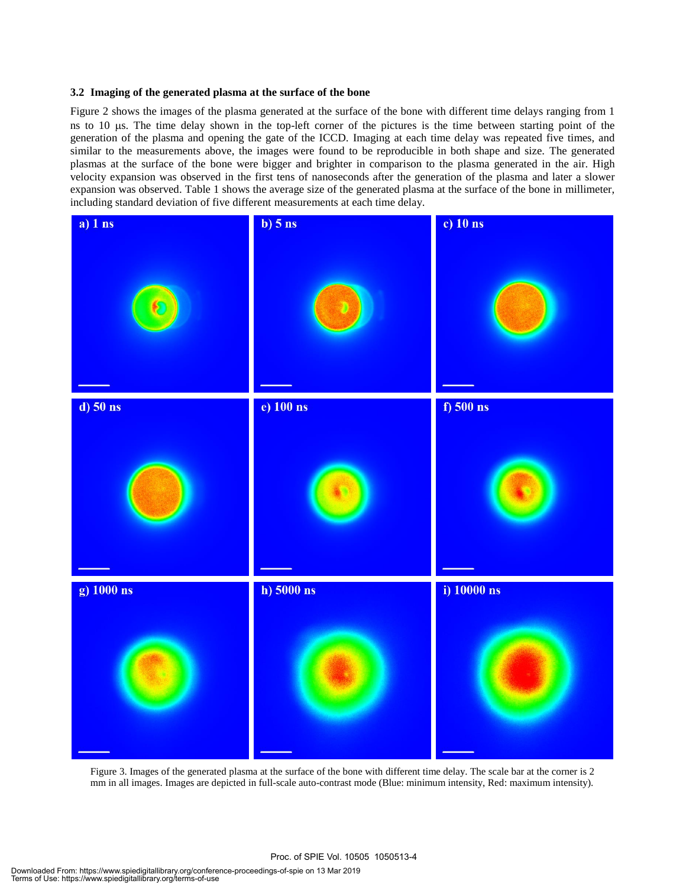### 3.2 Imaging of the generated plasma at the surface of the bone

Figure 2 shows the images of the plasma generated at the surface of the bone with different time delays ranging from 1 ns to 10 μs. The time delay shown in the top-left corner of the pictures is the time between starting point of the generation of the plasma and opening the gate of the ICCD. Imaging at each time delay was repeated five times, and similar to the measurements above, the images were found to be reproducible in both shape and size. The generated plasmas at the surface of the bone were bigger and brighter in comparison to the plasma generated in the air. High velocity expansion was observed in the first tens of nanoseconds after the generation of the plasma and later a slower expansion was observed. Table 1 shows the average size of the generated plasma at the surface of the bone in millimeter, including standard deviation of five different measurements at each time delay.

Figure 3. Images of the generated plasma at the surface of the bone with different time delay. The scale bar at the corner is 2 mm in all images. Images are depicted in full-scale auto-contrast mode (Blue: minimum intensity, Red: maximum intensity).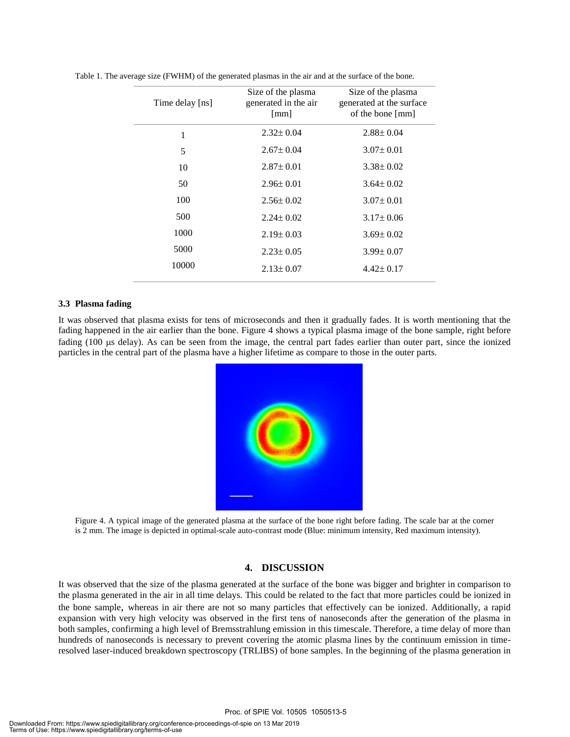Table 1. The average size (FWHM) of the generated plasmas in the air and at the surface of the bone.

| Time delay [ns] | Size of the plasma generated in the air [mm] | Size of the plasma generated at the surface of the bone [mm] |
|---|---|---|
| 1 | 2.32± 0.04 | 2.88± 0.04 |
| 5 | 2.67± 0.04 | 3.07± 0.01 |
| 10 | 2.87± 0.01 | 3.38± 0.02 |
| 50 | 2.96± 0.01 | 3.64± 0.02 |
| 100 | 2.56± 0.02 | 3.07± 0.01 |
| 500 | 2.24± 0.02 | 3.17± 0.06 |
| 1000 | 2.19± 0.03 | 3.69± 0.02 |
| 5000 | 2.23± 0.05 | 3.99± 0.07 |
| 10000 | 2.13± 0.07 | 4.42± 0.17 |

### 3.3 Plasma fading

It was observed that plasma exists for tens of microseconds and then it gradually fades. It is worth mentioning that the fading happened in the air earlier than the bone. Figure 4 shows a typical plasma image of the bone sample, right before fading (100 μs delay). As can be seen from the image, the central part fades earlier than outer part, since the ionized particles in the central part of the plasma have a higher lifetime as compare to those in the outer parts.

Figure 4. A typical image of the generated plasma at the surface of the bone right before fading. The scale bar at the corner is 2 mm. The image is depicted in optimal-scale auto-contrast mode (Blue: minimum intensity, Red maximum intensity).

## 4. DISCUSSION

It was observed that the size of the plasma generated at the surface of the bone was bigger and brighter in comparison to the plasma generated in the air in all time delays. This could be related to the fact that more particles could be ionized in the bone sample, whereas in air there are not so many particles that effectively can be ionized. Additionally, a rapid expansion with very high velocity was observed in the first tens of nanoseconds after the generation of the plasma in both samples, confirming a high level of Bremsstrahlung emission in this timescale. Therefore, a time delay of more than hundreds of nanoseconds is necessary to prevent covering the atomic plasma lines by the continuum emission in time-resolved laser-induced breakdown spectroscopy (TRLIBS) of bone samples. In the beginning of the plasma generation in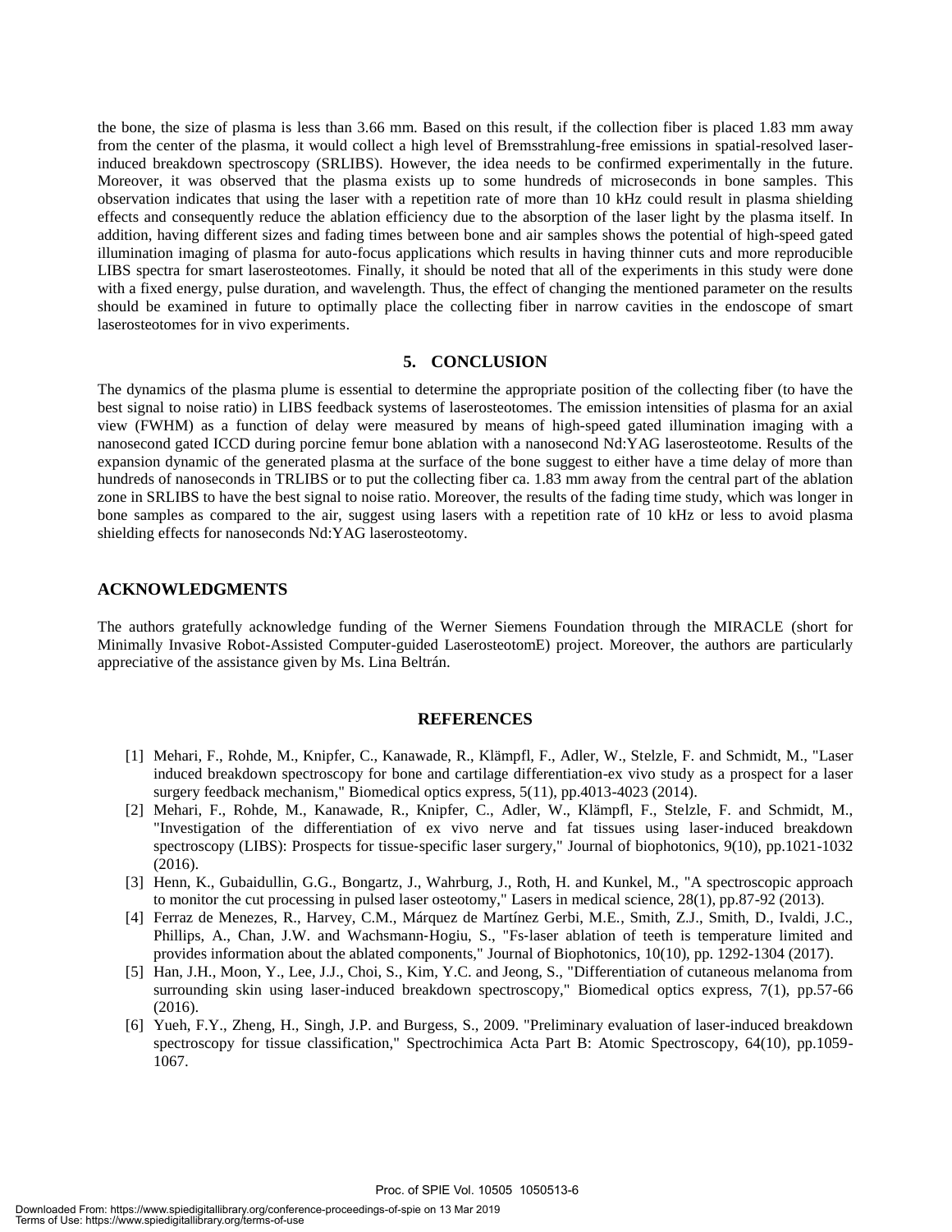the bone, the size of plasma is less than 3.66 mm. Based on this result, if the collection fiber is placed 1.83 mm away from the center of the plasma, it would collect a high level of Bremsstrahlung-free emissions in spatial-resolved laser-induced breakdown spectroscopy (SRLIBS). However, the idea needs to be confirmed experimentally in the future. Moreover, it was observed that the plasma exists up to some hundreds of microseconds in bone samples. This observation indicates that using the laser with a repetition rate of more than 10 kHz could result in plasma shielding effects and consequently reduce the ablation efficiency due to the absorption of the laser light by the plasma itself. In addition, having different sizes and fading times between bone and air samples shows the potential of high-speed gated illumination imaging of plasma for auto-focus applications which results in having thinner cuts and more reproducible LIBS spectra for smart laserosteotomes. Finally, it should be noted that all of the experiments in this study were done with a fixed energy, pulse duration, and wavelength. Thus, the effect of changing the mentioned parameter on the results should be examined in future to optimally place the collecting fiber in narrow cavities in the endoscope of smart laserosteotomes for in vivo experiments.

## 5. CONCLUSION

The dynamics of the plasma plume is essential to determine the appropriate position of the collecting fiber (to have the best signal to noise ratio) in LIBS feedback systems of laserosteotomes. The emission intensities of plasma for an axial view (FWHM) as a function of delay were measured by means of high-speed gated illumination imaging with a nanosecond gated ICCD during porcine femur bone ablation with a nanosecond Nd:YAG laserosteotome. Results of the expansion dynamic of the generated plasma at the surface of the bone suggest to either have a time delay of more than hundreds of nanoseconds in TRLIBS or to put the collecting fiber ca. 1.83 mm away from the central part of the ablation zone in SRLIBS to have the best signal to noise ratio. Moreover, the results of the fading time study, which was longer in bone samples as compared to the air, suggest using lasers with a repetition rate of 10 kHz or less to avoid plasma shielding effects for nanoseconds Nd:YAG laserosteotomy.

## ACKNOWLEDGMENTS

The authors gratefully acknowledge funding of the Werner Siemens Foundation through the MIRACLE (short for Minimally Invasive Robot-Assisted Computer-guided LaserosteotomE) project. Moreover, the authors are particularly appreciative of the assistance given by Ms. Lina Beltrán.

## REFERENCES

[1] Mehari, F., Rohde, M., Knipfer, C., Kanawade, R., Klämpfl, F., Adler, W., Stelzle, F. and Schmidt, M., "Laser induced breakdown spectroscopy for bone and cartilage differentiation-ex vivo study as a prospect for a laser surgery feedback mechanism," Biomedical optics express, 5(11), pp.4013-4023 (2014).

[2] Mehari, F., Rohde, M., Kanawade, R., Knipfer, C., Adler, W., Klämpfl, F., Stelzle, F. and Schmidt, M., "Investigation of the differentiation of ex vivo nerve and fat tissues using laser-induced breakdown spectroscopy (LIBS): Prospects for tissue-specific laser surgery," Journal of biophotonics, 9(10), pp.1021-1032 (2016).

[3] Henn, K., Gubaidullin, G.G., Bongartz, J., Wahrburg, J., Roth, H. and Kunkel, M., "A spectroscopic approach to monitor the cut processing in pulsed laser osteotomy," Lasers in medical science, 28(1), pp.87-92 (2013).

[4] Ferraz de Menezes, R., Harvey, C.M., Márquez de Martínez Gerbi, M.E., Smith, Z.J., Smith, D., Ivaldi, J.C., Phillips, A., Chan, J.W. and Wachsmann-Hogiu, S., "Fs-laser ablation of teeth is temperature limited and provides information about the ablated components," Journal of Biophotonics, 10(10), pp. 1292-1304 (2017).

[5] Han, J.H., Moon, Y., Lee, J.J., Choi, S., Kim, Y.C. and Jeong, S., "Differentiation of cutaneous melanoma from surrounding skin using laser-induced breakdown spectroscopy," Biomedical optics express, 7(1), pp.57-66 (2016).

[6] Yueh, F.Y., Zheng, H., Singh, J.P. and Burgess, S., 2009. "Preliminary evaluation of laser-induced breakdown spectroscopy for tissue classification," Spectrochimica Acta Part B: Atomic Spectroscopy, 64(10), pp.1059-1067.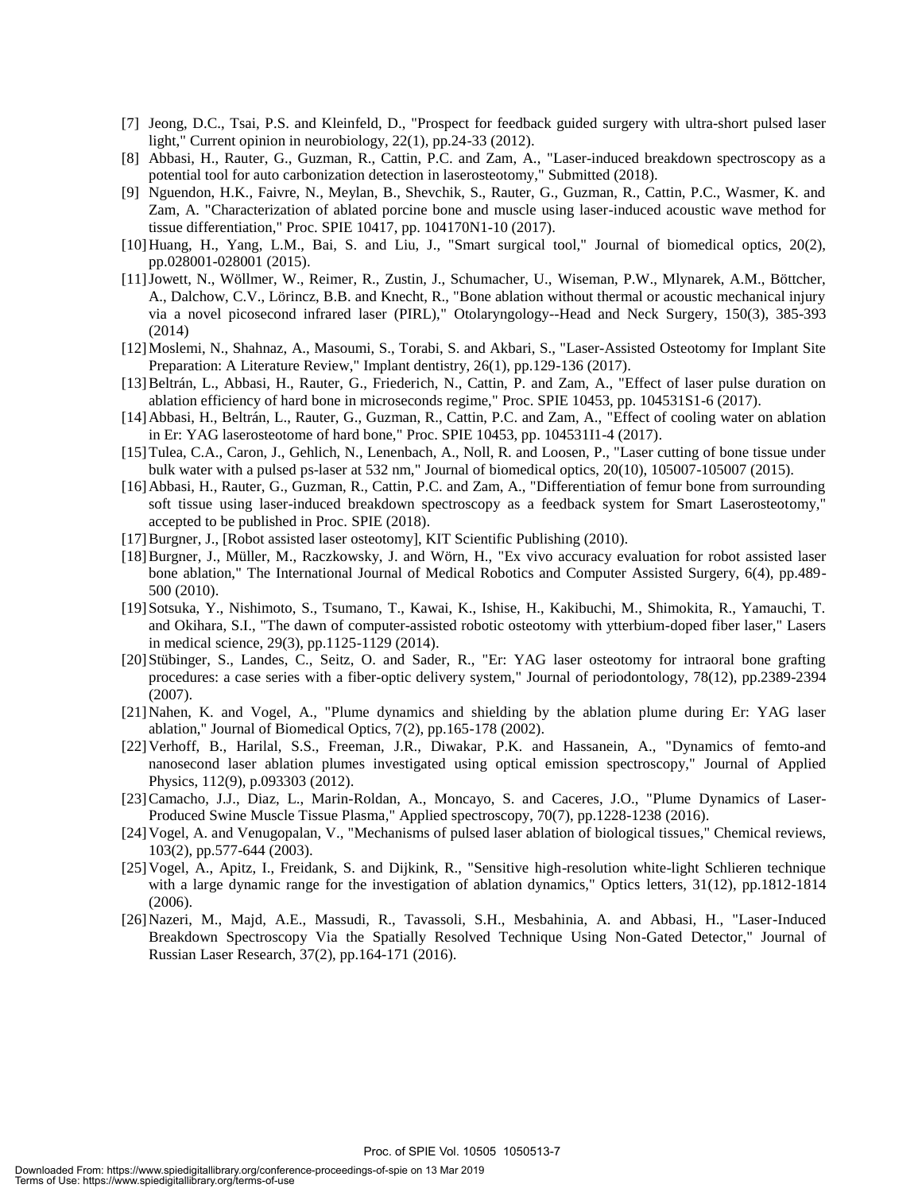[7] Jeong, D.C., Tsai, P.S. and Kleinfeld, D., "Prospect for feedback guided surgery with ultra-short pulsed laser light," Current opinion in neurobiology, 22(1), pp.24-33 (2012).

[8] Abbasi, H., Rauter, G., Guzman, R., Cattin, P.C. and Zam, A., "Laser-induced breakdown spectroscopy as a potential tool for auto carbonization detection in laserosteotomy," Submitted (2018).

[9] Nguendon, H.K., Faivre, N., Meylan, B., Shevchik, S., Rauter, G., Guzman, R., Cattin, P.C., Wasmer, K. and Zam, A. "Characterization of ablated porcine bone and muscle using laser-induced acoustic wave method for tissue differentiation," Proc. SPIE 10417, pp. 104170N1-10 (2017).

[10] Huang, H., Yang, L.M., Bai, S. and Liu, J., "Smart surgical tool," Journal of biomedical optics, 20(2), pp.028001-028001 (2015).

[11] Jowett, N., Wöllmer, W., Reimer, R., Zustin, J., Schumacher, U., Wiseman, P.W., Mlynarek, A.M., Böttcher, A., Dalchow, C.V., Lörincz, B.B. and Knecht, R., "Bone ablation without thermal or acoustic mechanical injury via a novel picosecond infrared laser (PIRL)," Otolaryngology--Head and Neck Surgery, 150(3), 385-393 (2014)

[12] Moslemi, N., Shahnaz, A., Masoumi, S., Torabi, S. and Akbari, S., "Laser-Assisted Osteotomy for Implant Site Preparation: A Literature Review," Implant dentistry, 26(1), pp.129-136 (2017).

[13] Beltrán, L., Abbasi, H., Rauter, G., Friederich, N., Cattin, P. and Zam, A., "Effect of laser pulse duration on ablation efficiency of hard bone in microseconds regime," Proc. SPIE 10453, pp. 104531S1-6 (2017).

[14] Abbasi, H., Beltrán, L., Rauter, G., Guzman, R., Cattin, P.C. and Zam, A., "Effect of cooling water on ablation in Er: YAG laserosteotome of hard bone," Proc. SPIE 10453, pp. 104531I1-4 (2017).

[15] Tulea, C.A., Caron, J., Gehlich, N., Lenenbach, A., Noll, R. and Loosen, P., "Laser cutting of bone tissue under bulk water with a pulsed ps-laser at 532 nm," Journal of biomedical optics, 20(10), 105007-105007 (2015).

[16] Abbasi, H., Rauter, G., Guzman, R., Cattin, P.C. and Zam, A., "Differentiation of femur bone from surrounding soft tissue using laser-induced breakdown spectroscopy as a feedback system for Smart Laserosteotomy," accepted to be published in Proc. SPIE (2018).

[17] Burgner, J., [Robot assisted laser osteotomy], KIT Scientific Publishing (2010).

[18] Burgner, J., Müller, M., Raczkowsky, J. and Wörn, H., "Ex vivo accuracy evaluation for robot assisted laser bone ablation," The International Journal of Medical Robotics and Computer Assisted Surgery, 6(4), pp.489-500 (2010).

[19] Sotsuka, Y., Nishimoto, S., Tsumano, T., Kawai, K., Ishise, H., Kakibuchi, M., Shimokita, R., Yamauchi, T. and Okihara, S.I., "The dawn of computer-assisted robotic osteotomy with ytterbium-doped fiber laser," Lasers in medical science, 29(3), pp.1125-1129 (2014).

[20] Stübinger, S., Landes, C., Seitz, O. and Sader, R., "Er: YAG laser osteotomy for intraoral bone grafting procedures: a case series with a fiber-optic delivery system," Journal of periodontology, 78(12), pp.2389-2394 (2007).

[21] Nahen, K. and Vogel, A., "Plume dynamics and shielding by the ablation plume during Er: YAG laser ablation," Journal of Biomedical Optics, 7(2), pp.165-178 (2002).

[22] Verhoff, B., Harilal, S.S., Freeman, J.R., Diwakar, P.K. and Hassanein, A., "Dynamics of femto-and nanosecond laser ablation plumes investigated using optical emission spectroscopy," Journal of Applied Physics, 112(9), p.093303 (2012).

[23] Camacho, J.J., Diaz, L., Marin-Roldan, A., Moncayo, S. and Caceres, J.O., "Plume Dynamics of Laser-Produced Swine Muscle Tissue Plasma," Applied spectroscopy, 70(7), pp.1228-1238 (2016).

[24] Vogel, A. and Venugopalan, V., "Mechanisms of pulsed laser ablation of biological tissues," Chemical reviews, 103(2), pp.577-644 (2003).

[25] Vogel, A., Apitz, I., Freidank, S. and Dijkink, R., "Sensitive high-resolution white-light Schlieren technique with a large dynamic range for the investigation of ablation dynamics," Optics letters, 31(12), pp.1812-1814 (2006).

[26] Nazeri, M., Majd, A.E., Massudi, R., Tavassoli, S.H., Mesbahinia, A. and Abbasi, H., "Laser-Induced Breakdown Spectroscopy Via the Spatially Resolved Technique Using Non-Gated Detector," Journal of Russian Laser Research, 37(2), pp.164-171 (2016).